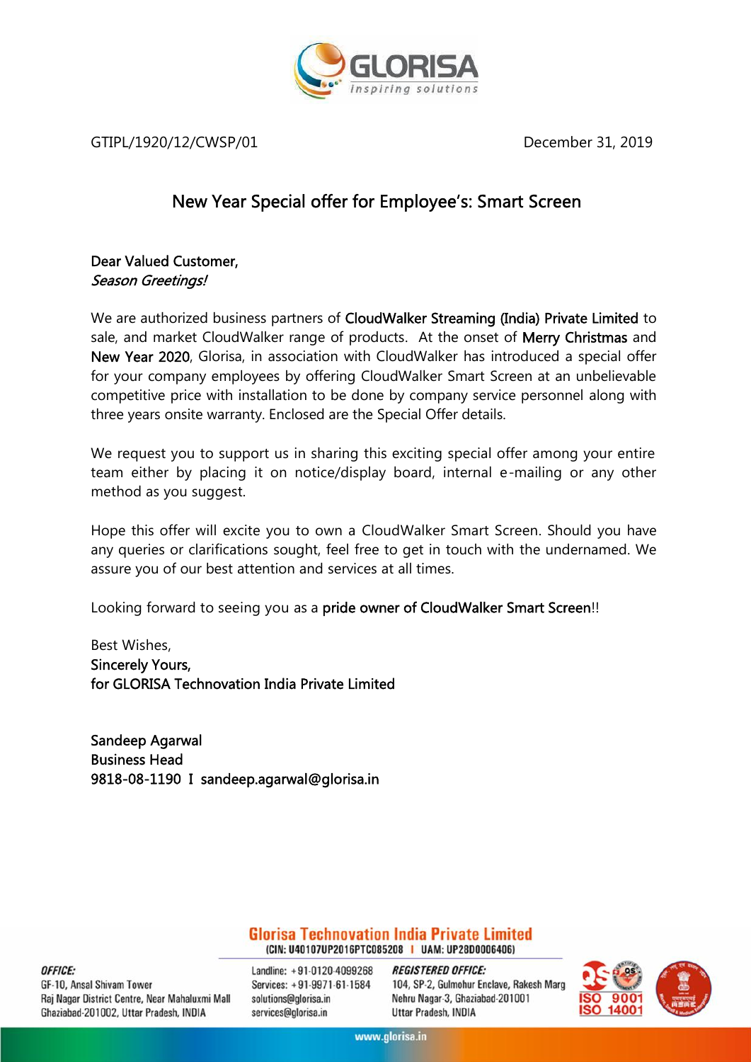GLORISA
inspiring solutions

GTIPL/1920/12/CWSP/01 December 31, 2019

## New Year Special offer for Employee's: Smart Screen

Dear Valued Customer,
*Season Greetings!*

We are authorized business partners of CloudWalker Streaming (India) Private Limited to sale, and market CloudWalker range of products. At the onset of Merry Christmas and New Year 2020, Glorisa, in association with CloudWalker has introduced a special offer for your company employees by offering CloudWalker Smart Screen at an unbelievable competitive price with installation to be done by company service personnel along with three years onsite warranty. Enclosed are the Special Offer details.

We request you to support us in sharing this exciting special offer among your entire team either by placing it on notice/display board, internal e-mailing or any other method as you suggest.

Hope this offer will excite you to own a CloudWalker Smart Screen. Should you have any queries or clarifications sought, feel free to get in touch with the undernamed. We assure you of our best attention and services at all times.

Looking forward to seeing you as a pride owner of CloudWalker Smart Screen!!

Best Wishes,
Sincerely Yours,
for GLORISA Technovation India Private Limited

Sandeep Agarwal
Business Head
9818-08-1190 I sandeep.agarwal@glorisa.in

**Glorisa Technovation India Private Limited**
(CIN: U40107UP2016PTC085208 I UAM: UP28D0006406)

***OFFICE:***
GF-10, Ansal Shivam Tower
Raj Nagar District Centre, Near Mahaluxmi Mall
Ghaziabad-201002, Uttar Pradesh, INDIA

Landline: +91-0120-4099268
Services: +91-9971-61-1584
solutions@glorisa.in
services@glorisa.in

***REGISTERED OFFICE:***
104, SP-2, Gulmohur Enclave, Rakesh Marg
Nehru Nagar-3, Ghaziabad-201001
Uttar Pradesh, INDIA

ISO 9001
ISO 14001

www.glorisa.in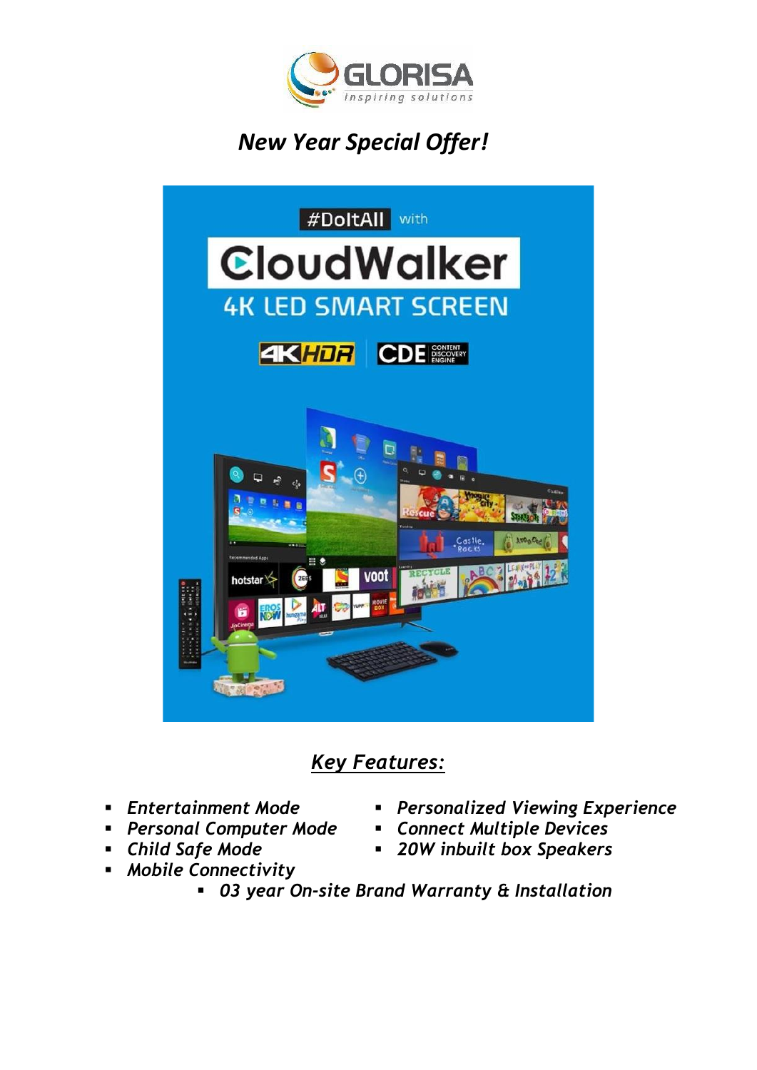GLORISA
*Inspiring solutions*

## *New Year Special Offer!*

## ***Key Features:***

- *Entertainment Mode*
- *Personal Computer Mode*
- *Child Safe Mode*
- *Mobile Connectivity*
- *Personalized Viewing Experience*
- *Connect Multiple Devices*
- *20W inbuilt box Speakers*
- *03 year On-site Brand Warranty & Installation*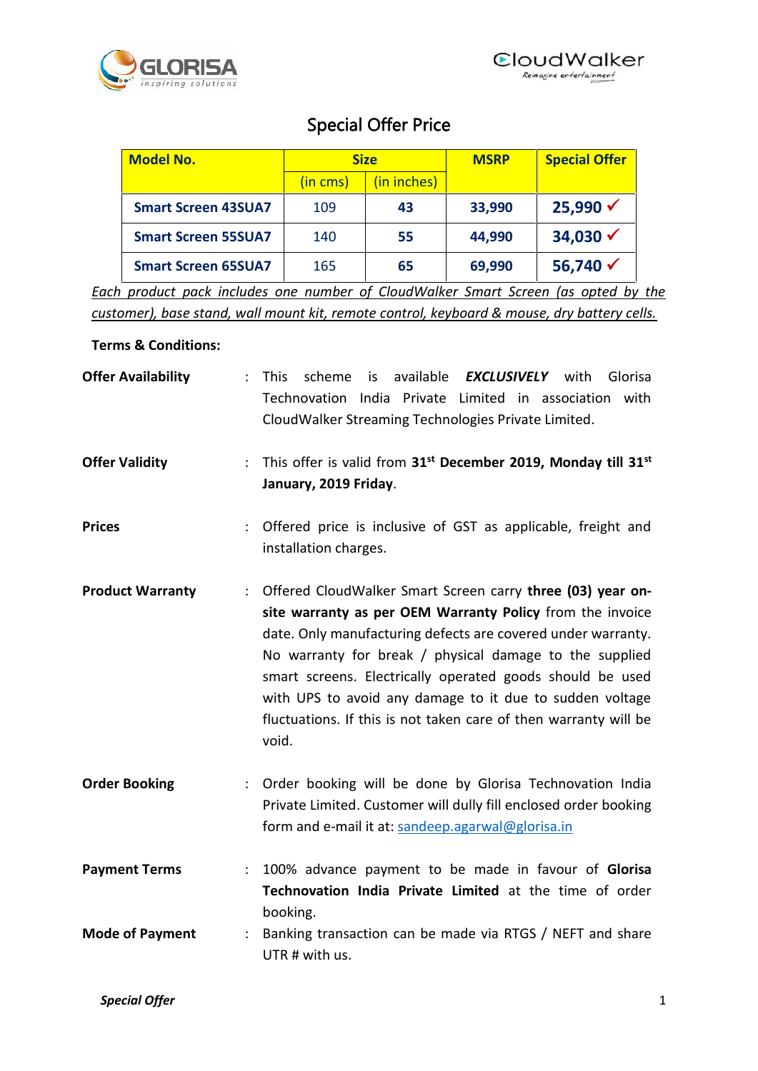GLORISA *inspiring solutions*

CloudWalker *Reimagine entertainment*

## Special Offer Price

| Model No. | Size | | MSRP | Special Offer |
|---|---|---|---|---|
| | (in cms) | (in inches) | | |
| **Smart Screen 43SUA7** | 109 | **43** | **33,990** | **25,990** ✓ |
| **Smart Screen 55SUA7** | 140 | **55** | **44,990** | **34,030** ✓ |
| **Smart Screen 65SUA7** | 165 | **65** | **69,990** | **56,740** ✓ |

*Each product pack includes one number of CloudWalker Smart Screen (as opted by the customer), base stand, wall mount kit, remote control, keyboard & mouse, dry battery cells.*

**Terms & Conditions:**

**Offer Availability** : This scheme is available ***EXCLUSIVELY*** with Glorisa Technovation India Private Limited in association with CloudWalker Streaming Technologies Private Limited.

**Offer Validity** : This offer is valid from **31st December 2019, Monday till 31st January, 2019 Friday**.

**Prices** : Offered price is inclusive of GST as applicable, freight and installation charges.

**Product Warranty** : Offered CloudWalker Smart Screen carry **three (03) year on-site warranty as per OEM Warranty Policy** from the invoice date. Only manufacturing defects are covered under warranty. No warranty for break / physical damage to the supplied smart screens. Electrically operated goods should be used with UPS to avoid any damage to it due to sudden voltage fluctuations. If this is not taken care of then warranty will be void.

**Order Booking** : Order booking will be done by Glorisa Technovation India Private Limited. Customer will dully fill enclosed order booking form and e-mail it at: sandeep.agarwal@glorisa.in

**Payment Terms** : 100% advance payment to be made in favour of **Glorisa Technovation India Private Limited** at the time of order booking.

**Mode of Payment** : Banking transaction can be made via RTGS / NEFT and share UTR # with us.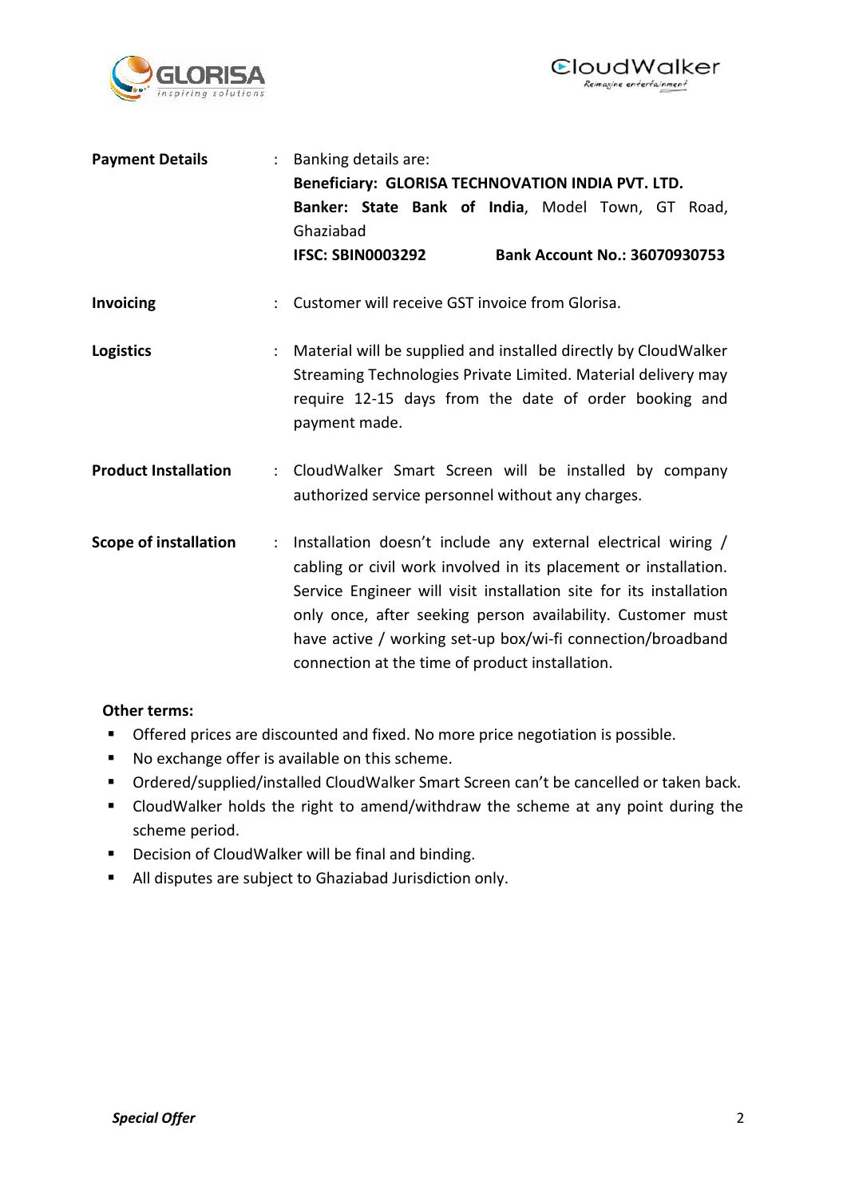| | | |
|---|---|---|
| **Payment Details** | : | Banking details are:<br>**Beneficiary: GLORISA TECHNOVATION INDIA PVT. LTD.**<br>**Banker: State Bank of India**, Model Town, GT Road, Ghaziabad<br>**IFSC: SBIN0003292** **Bank Account No.: 36070930753** |
| **Invoicing** | : | Customer will receive GST invoice from Glorisa. |
| **Logistics** | : | Material will be supplied and installed directly by CloudWalker Streaming Technologies Private Limited. Material delivery may require 12-15 days from the date of order booking and payment made. |
| **Product Installation** | : | CloudWalker Smart Screen will be installed by company authorized service personnel without any charges. |
| **Scope of installation** | : | Installation doesn't include any external electrical wiring / cabling or civil work involved in its placement or installation. Service Engineer will visit installation site for its installation only once, after seeking person availability. Customer must have active / working set-up box/wi-fi connection/broadband connection at the time of product installation. |

**Other terms:**

- Offered prices are discounted and fixed. No more price negotiation is possible.
- No exchange offer is available on this scheme.
- Ordered/supplied/installed CloudWalker Smart Screen can't be cancelled or taken back.
- CloudWalker holds the right to amend/withdraw the scheme at any point during the scheme period.
- Decision of CloudWalker will be final and binding.
- All disputes are subject to Ghaziabad Jurisdiction only.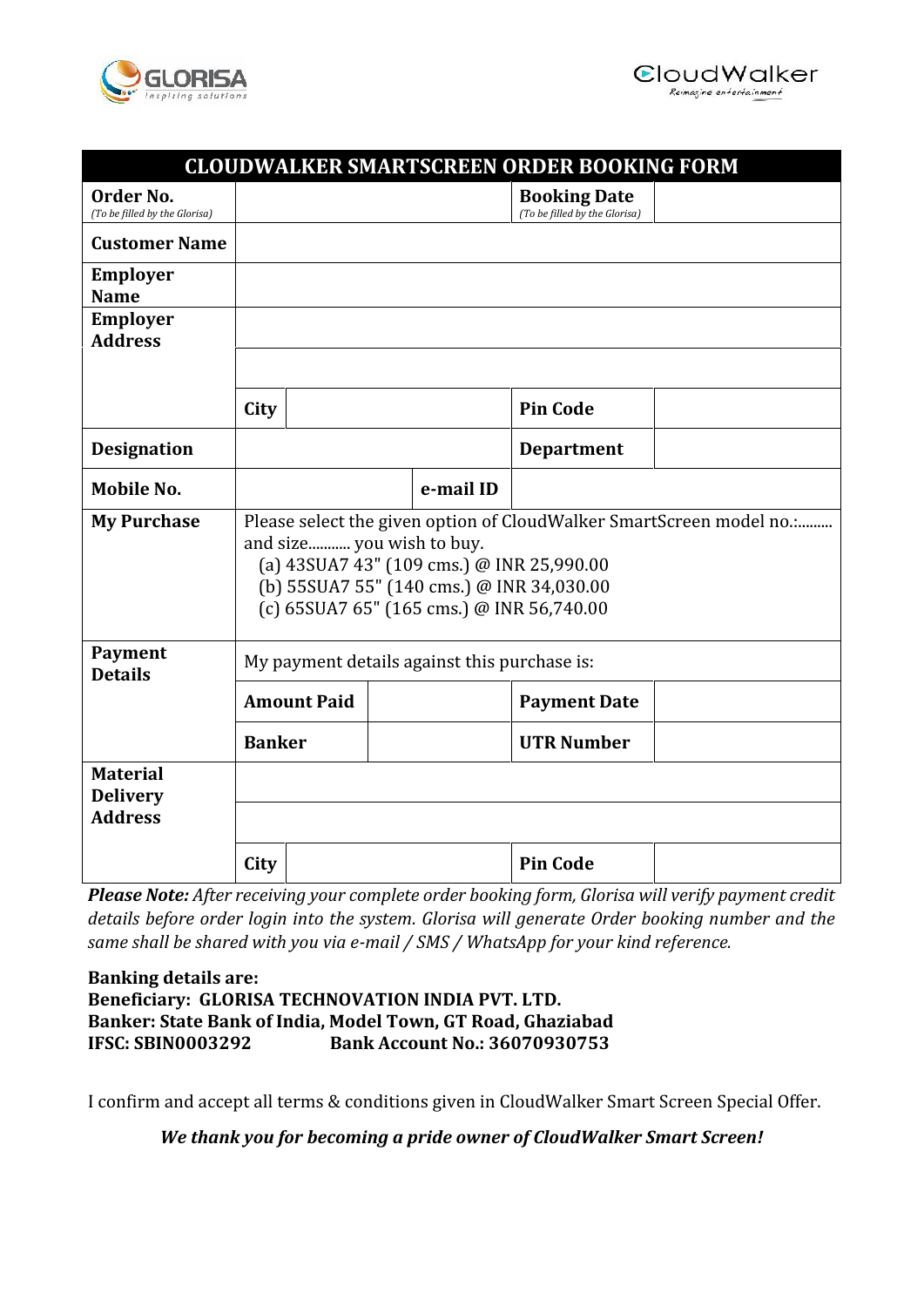GLORISA *inspiring solutions*

CloudWalker *Reimagine entertainment*

| CLOUDWALKER SMARTSCREEN ORDER BOOKING FORM | | | | | |
|---|---|---|---|---|---|
| **Order No.** *(To be filled by the Glorisa)* | | | | **Booking Date** *(To be filled by the Glorisa)* | |
| **Customer Name** | | | | | |
| **Employer Name** | | | | | |
| **Employer Address** | | | | | |
| | | | | | |
| | **City** | | | **Pin Code** | |
| **Designation** | | | | **Department** | |
| **Mobile No.** | | | **e-mail ID** | | |
| **My Purchase** | Please select the given option of CloudWalker SmartScreen model no.:......... and size........... you wish to buy.<br>(a) 43SUA7 43" (109 cms.) @ INR 25,990.00<br>(b) 55SUA7 55" (140 cms.) @ INR 34,030.00<br>(c) 65SUA7 65" (165 cms.) @ INR 56,740.00 | | | | |
| **Payment Details** | My payment details against this purchase is: | | | | |
| | **Amount Paid** | | | **Payment Date** | |
| | **Banker** | | | **UTR Number** | |
| **Material Delivery Address** | | | | | |
| | | | | | |
| | **City** | | | **Pin Code** | |

***Please Note:*** *After receiving your complete order booking form, Glorisa will verify payment credit details before order login into the system. Glorisa will generate Order booking number and the same shall be shared with you via e-mail / SMS / WhatsApp for your kind reference.*

**Banking details are:**
**Beneficiary: GLORISA TECHNOVATION INDIA PVT. LTD.**
**Banker: State Bank of India, Model Town, GT Road, Ghaziabad**
**IFSC: SBIN0003292 Bank Account No.: 36070930753**

I confirm and accept all terms & conditions given in CloudWalker Smart Screen Special Offer.

***We thank you for becoming a pride owner of CloudWalker Smart Screen!***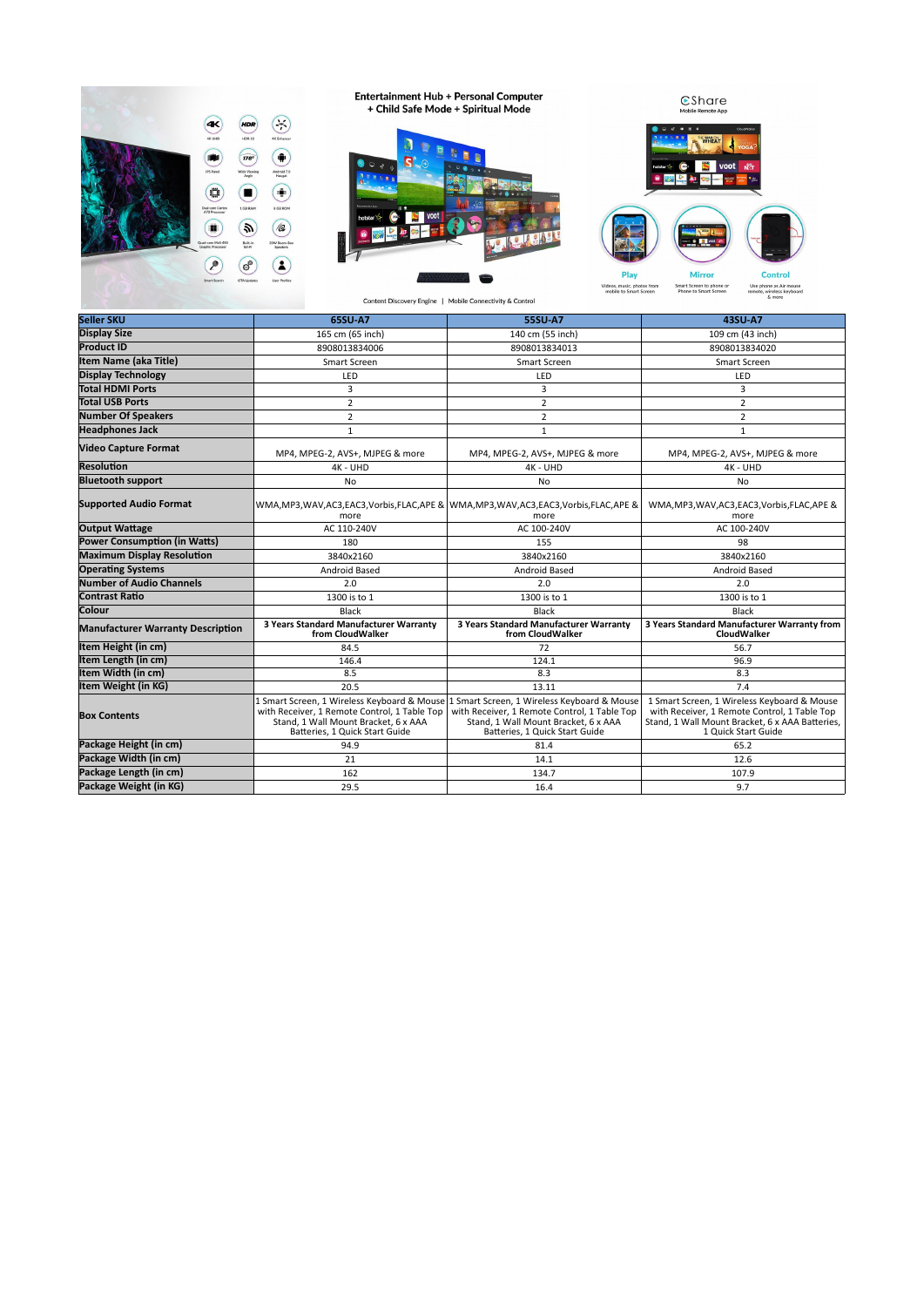Entertainment Hub + Personal Computer + Child Safe Mode + Spiritual Mode

Content Discovery Engine | Mobile Connectivity & Control

CShare
Mobile Remote App

Play
Videos, music, photos from mobile to Smart Screen

Mirror
Smart Screen to phone or Phone to Smart Screen

Control
Use phone as Air mouse remote, wireless keyboard & more

| Seller SKU | 65SU-A7 | 55SU-A7 | 43SU-A7 |
|---|---|---|---|
| Display Size | 165 cm (65 inch) | 140 cm (55 inch) | 109 cm (43 inch) |
| Product ID | 8908013834006 | 8908013834013 | 8908013834020 |
| Item Name (aka Title) | Smart Screen | Smart Screen | Smart Screen |
| Display Technology | LED | LED | LED |
| Total HDMI Ports | 3 | 3 | 3 |
| Total USB Ports | 2 | 2 | 2 |
| Number Of Speakers | 2 | 2 | 2 |
| Headphones Jack | 1 | 1 | 1 |
| Video Capture Format | MP4, MPEG-2, AVS+, MJPEG & more | MP4, MPEG-2, AVS+, MJPEG & more | MP4, MPEG-2, AVS+, MJPEG & more |
| Resolution | 4K - UHD | 4K - UHD | 4K - UHD |
| Bluetooth support | No | No | No |
| Supported Audio Format | WMA,MP3,WAV,AC3,EAC3,Vorbis,FLAC,APE & more | WMA,MP3,WAV,AC3,EAC3,Vorbis,FLAC,APE & more | WMA,MP3,WAV,AC3,EAC3,Vorbis,FLAC,APE & more |
| Output Wattage | AC 110-240V | AC 100-240V | AC 100-240V |
| Power Consumption (in Watts) | 180 | 155 | 98 |
| Maximum Display Resolution | 3840x2160 | 3840x2160 | 3840x2160 |
| Operating Systems | Android Based | Android Based | Android Based |
| Number of Audio Channels | 2.0 | 2.0 | 2.0 |
| Contrast Ratio | 1300 is to 1 | 1300 is to 1 | 1300 is to 1 |
| Colour | Black | Black | Black |
| Manufacturer Warranty Description | **3 Years Standard Manufacturer Warranty from CloudWalker** | **3 Years Standard Manufacturer Warranty from CloudWalker** | **3 Years Standard Manufacturer Warranty from CloudWalker** |
| Item Height (in cm) | 84.5 | 72 | 56.7 |
| Item Length (in cm) | 146.4 | 124.1 | 96.9 |
| Item Width (in cm) | 8.5 | 8.3 | 8.3 |
| Item Weight (in KG) | 20.5 | 13.11 | 7.4 |
| Box Contents | 1 Smart Screen, 1 Wireless Keyboard & Mouse with Receiver, 1 Remote Control, 1 Table Top Stand, 1 Wall Mount Bracket, 6 x AAA Batteries, 1 Quick Start Guide | 1 Smart Screen, 1 Wireless Keyboard & Mouse with Receiver, 1 Remote Control, 1 Table Top Stand, 1 Wall Mount Bracket, 6 x AAA Batteries, 1 Quick Start Guide | 1 Smart Screen, 1 Wireless Keyboard & Mouse with Receiver, 1 Remote Control, 1 Table Top Stand, 1 Wall Mount Bracket, 6 x AAA Batteries, 1 Quick Start Guide |
| Package Height (in cm) | 94.9 | 81.4 | 65.2 |
| Package Width (in cm) | 21 | 14.1 | 12.6 |
| Package Length (in cm) | 162 | 134.7 | 107.9 |
| Package Weight (in KG) | 29.5 | 16.4 | 9.7 |